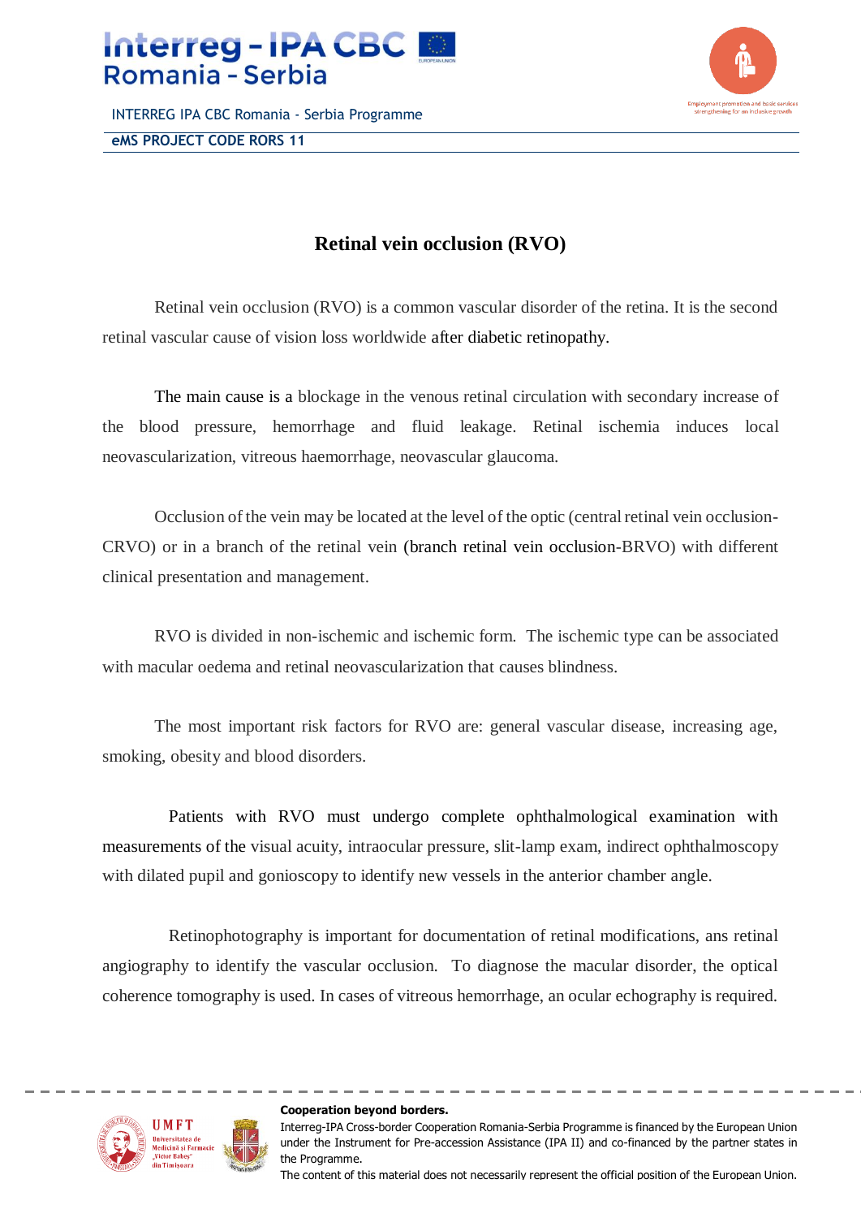# Retinal vein occlusion (RVO)

Retinal vein occlusion (RVO) is a common vascular disorder of the retina. It is the second retinal vascular cause of vision loss worldwide after diabetic retinopathy.

The main cause is a blockage in the venous retinal circulation with secondary increase of the blood pressure, hemorrhage and fluid leakage. Retinal ischemia induces local neovascularization, vitreous haemorrhage, neovascular glaucoma.

Occlusion of the vein may be located at the level of the optic (central retinal vein occlusion-CRVO) or in a branch of the retinal vein (branch retinal vein occlusion-BRVO) with different clinical presentation and management.

RVO is divided in non-ischemic and ischemic form. The ischemic type can be associated with macular oedema and retinal neovascularization that causes blindness.

The most important risk factors for RVO are: general vascular disease, increasing age, smoking, obesity and blood disorders.

Patients with RVO must undergo complete ophthalmological examination with measurements of the visual acuity, intraocular pressure, slit-lamp exam, indirect ophthalmoscopy with dilated pupil and gonioscopy to identify new vessels in the anterior chamber angle.

Retinophotography is important for documentation of retinal modifications, ans retinal angiography to identify the vascular occlusion. To diagnose the macular disorder, the optical coherence tomography is used. In cases of vitreous hemorrhage, an ocular echography is required.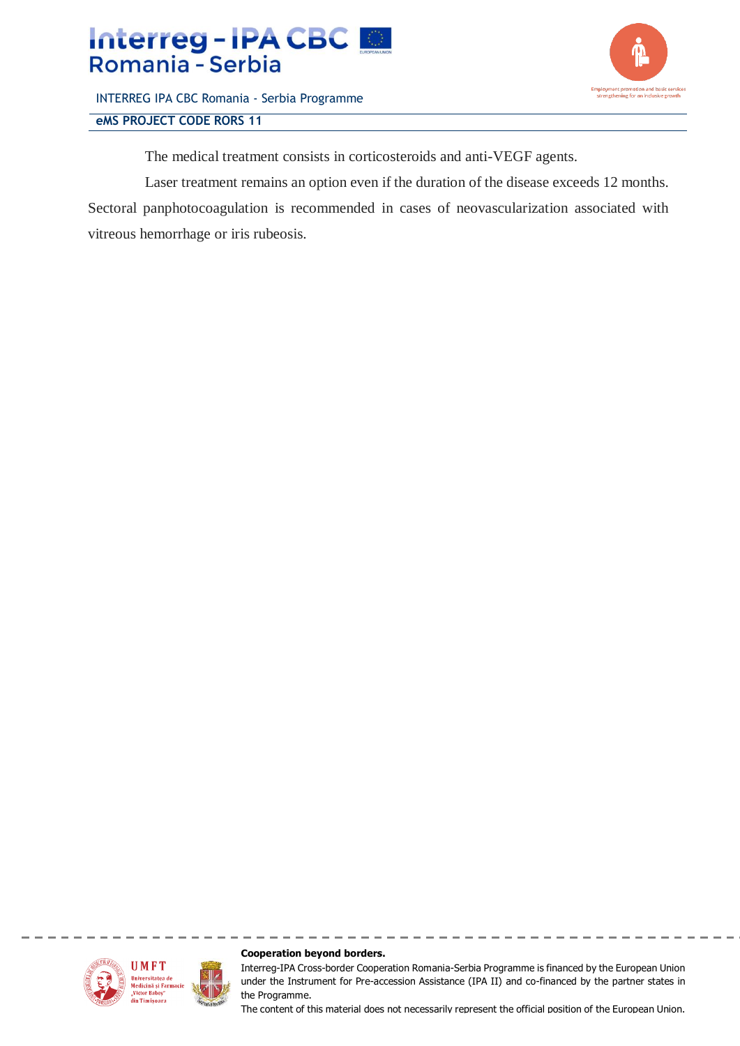The medical treatment consists in corticosteroids and anti-VEGF agents.

Laser treatment remains an option even if the duration of the disease exceeds 12 months. Sectoral panphotocoagulation is recommended in cases of neovascularization associated with vitreous hemorrhage or iris rubeosis.